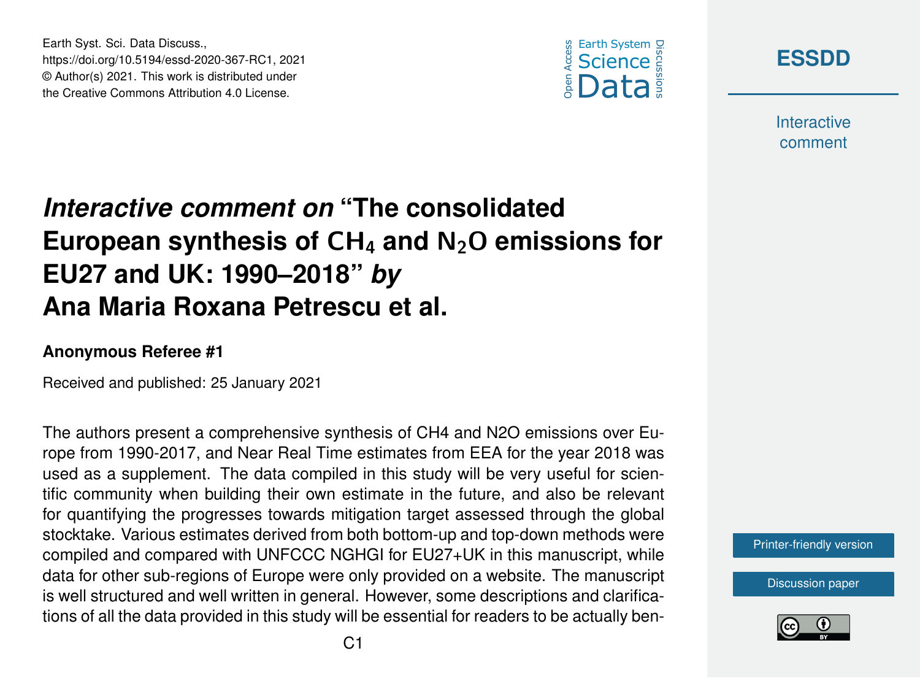# *Interactive comment on* "The consolidated European synthesis of $CH_4$ and $N_2O$ emissions for EU27 and UK: 1990–2018" *by* Ana Maria Roxana Petrescu et al.

**Anonymous Referee #1**

Received and published: 25 January 2021

The authors present a comprehensive synthesis of CH4 and N2O emissions over Europe from 1990-2017, and Near Real Time estimates from EEA for the year 2018 was used as a supplement. The data compiled in this study will be very useful for scientific community when building their own estimate in the future, and also be relevant for quantifying the progresses towards mitigation target assessed through the global stocktake. Various estimates derived from both bottom-up and top-down methods were compiled and compared with UNFCCC NGHGI for EU27+UK in this manuscript, while data for other sub-regions of Europe were only provided on a website. The manuscript is well structured and well written in general. However, some descriptions and clarifications of all the data provided in this study will be essential for readers to be actually ben-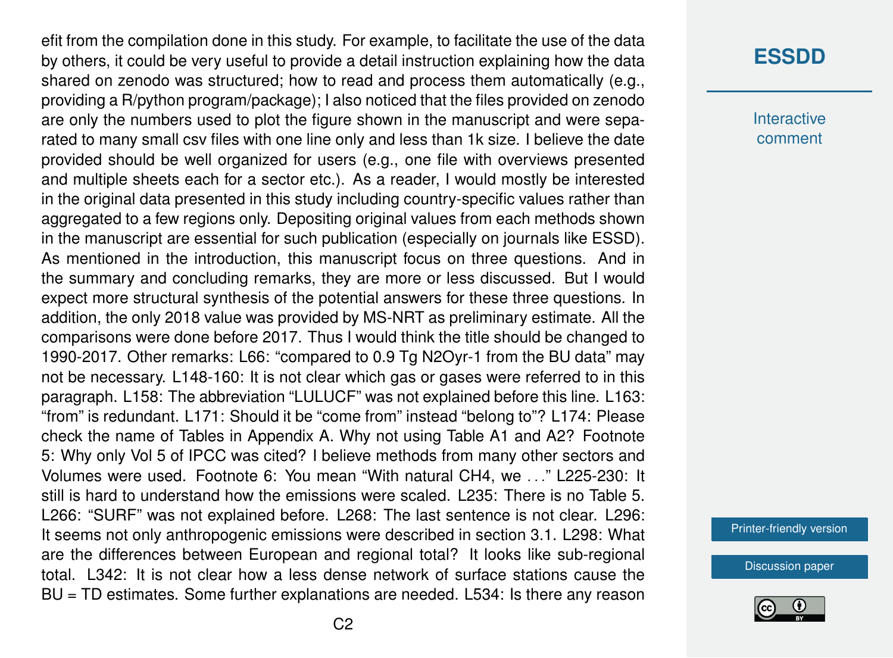efit from the compilation done in this study. For example, to facilitate the use of the data by others, it could be very useful to provide a detail instruction explaining how the data shared on zenodo was structured; how to read and process them automatically (e.g., providing a R/python program/package); I also noticed that the files provided on zenodo are only the numbers used to plot the figure shown in the manuscript and were separated to many small csv files with one line only and less than 1k size. I believe the date provided should be well organized for users (e.g., one file with overviews presented and multiple sheets each for a sector etc.). As a reader, I would mostly be interested in the original data presented in this study including country-specific values rather than aggregated to a few regions only. Depositing original values from each methods shown in the manuscript are essential for such publication (especially on journals like ESSD). As mentioned in the introduction, this manuscript focus on three questions. And in the summary and concluding remarks, they are more or less discussed. But I would expect more structural synthesis of the potential answers for these three questions. In addition, the only 2018 value was provided by MS-NRT as preliminary estimate. All the comparisons were done before 2017. Thus I would think the title should be changed to 1990-2017. Other remarks: L66: "compared to 0.9 Tg $N_2O$yr-1 from the BU data" may not be necessary. L148-160: It is not clear which gas or gases were referred to in this paragraph. L158: The abbreviation "LULUCF" was not explained before this line. L163: "from" is redundant. L171: Should it be "come from" instead "belong to"? L174: Please check the name of Tables in Appendix A. Why not using Table A1 and A2? Footnote 5: Why only Vol 5 of IPCC was cited? I believe methods from many other sectors and Volumes were used. Footnote 6: You mean "With natural $CH_4$, we . . ." L225-230: It still is hard to understand how the emissions were scaled. L235: There is no Table 5. L266: "SURF" was not explained before. L268: The last sentence is not clear. L296: It seems not only anthropogenic emissions were described in section 3.1. L298: What are the differences between European and regional total? It looks like sub-regional total. L342: It is not clear how a less dense network of surface stations cause the BU = TD estimates. Some further explanations are needed. L534: Is there any reason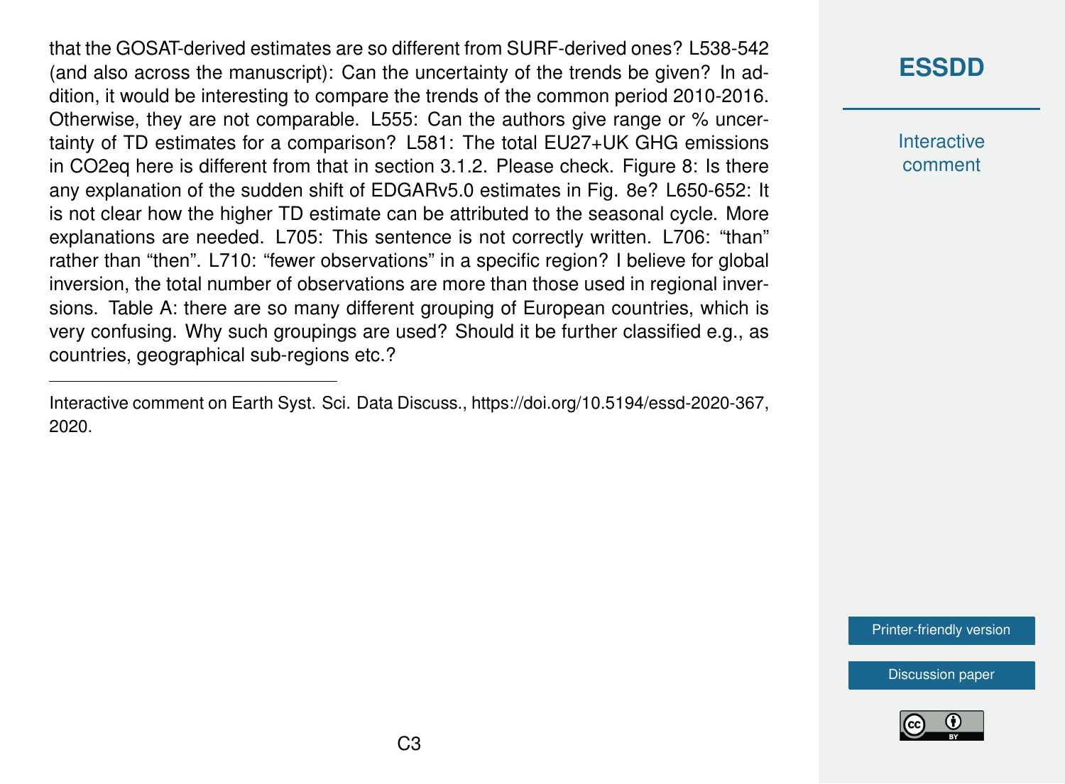that the GOSAT-derived estimates are so different from SURF-derived ones? L538-542 (and also across the manuscript): Can the uncertainty of the trends be given? In addition, it would be interesting to compare the trends of the common period 2010-2016. Otherwise, they are not comparable. L555: Can the authors give range or % uncertainty of TD estimates for a comparison? L581: The total EU27+UK GHG emissions in CO2eq here is different from that in section 3.1.2. Please check. Figure 8: Is there any explanation of the sudden shift of EDGARv5.0 estimates in Fig. 8e? L650-652: It is not clear how the higher TD estimate can be attributed to the seasonal cycle. More explanations are needed. L705: This sentence is not correctly written. L706: "than" rather than "then". L710: "fewer observations" in a specific region? I believe for global inversion, the total number of observations are more than those used in regional inversions. Table A: there are so many different grouping of European countries, which is very confusing. Why such groupings are used? Should it be further classified e.g., as countries, geographical sub-regions etc.?

---

Interactive comment on Earth Syst. Sci. Data Discuss., https://doi.org/10.5194/essd-2020-367, 2020.